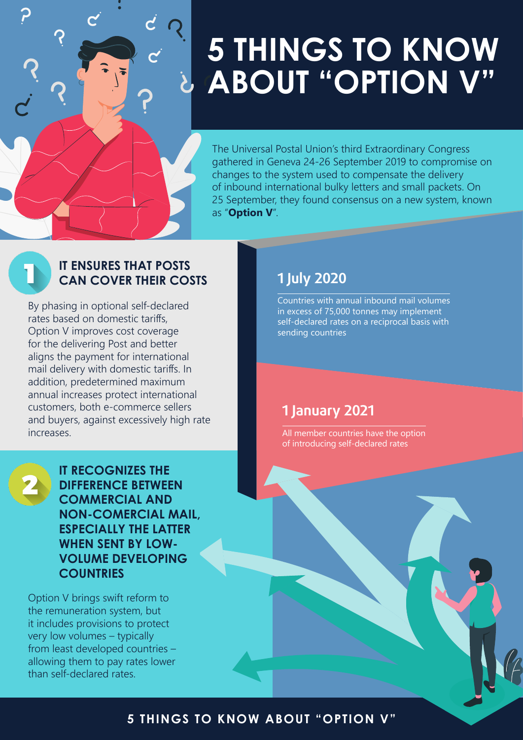# 5 THINGS TO KNOW ABOUT "OPTION V"

The Universal Postal Union's third Extraordinary Congress gathered in Geneva 24-26 September 2019 to compromise on changes to the system used to compensate the delivery of inbound international bulky letters and small packets. On 25 September, they found consensus on a new system, known as "**Option V**".

## 1 IT ENSURES THAT POSTS CAN COVER THEIR COSTS

By phasing in optional self-declared rates based on domestic tariffs, Option V improves cost coverage for the delivering Post and better aligns the payment for international mail delivery with domestic tariffs. In addition, predetermined maximum annual increases protect international customers, both e-commerce sellers and buyers, against excessively high rate increases.

### 1 July 2020

Countries with annual inbound mail volumes in excess of 75,000 tonnes may implement self-declared rates on a reciprocal basis with sending countries

### 1 January 2021

All member countries have the option of introducing self-declared rates

## 2 IT RECOGNIZES THE DIFFERENCE BETWEEN COMMERCIAL AND NON-COMERCIAL MAIL, ESPECIALLY THE LATTER WHEN SENT BY LOW-VOLUME DEVELOPING COUNTRIES

Option V brings swift reform to the remuneration system, but it includes provisions to protect very low volumes – typically from least developed countries – allowing them to pay rates lower than self-declared rates.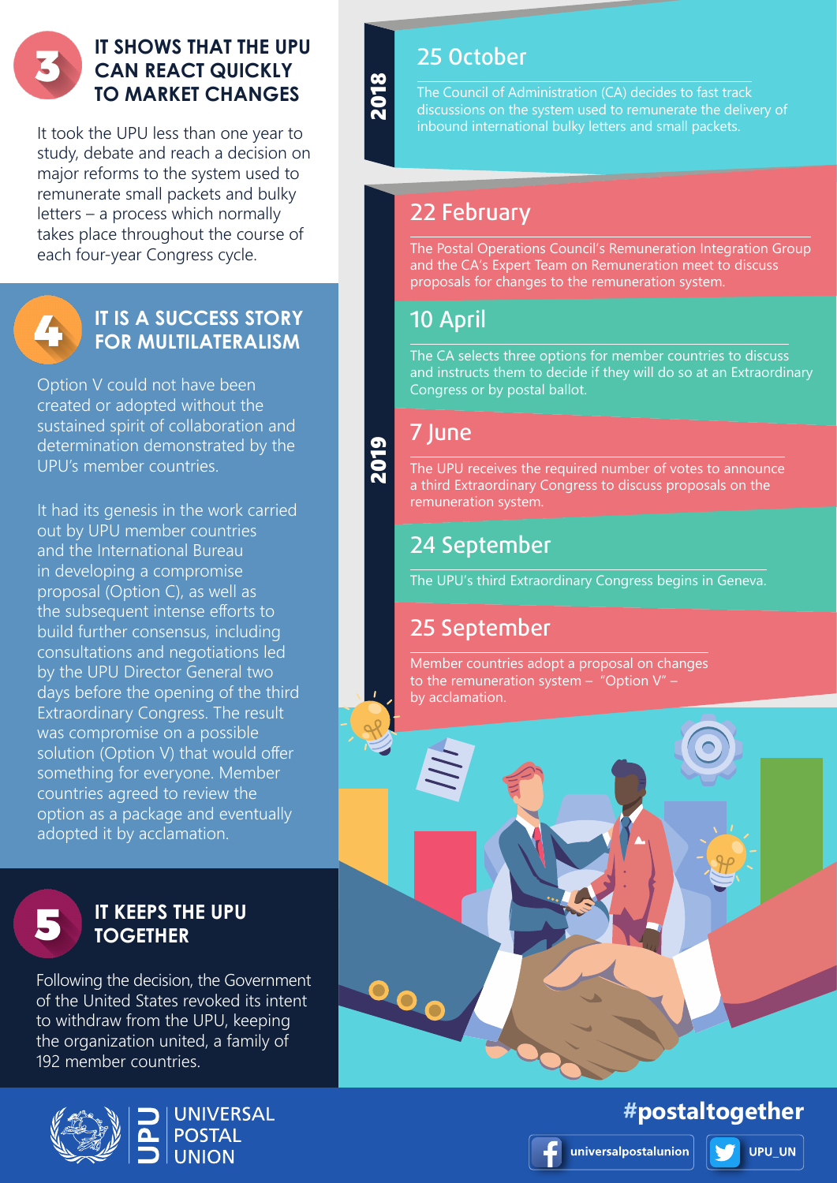## 3 IT SHOWS THAT THE UPU CAN REACT QUICKLY TO MARKET CHANGES

It took the UPU less than one year to study, debate and reach a decision on major reforms to the system used to remunerate small packets and bulky letters – a process which normally takes place throughout the course of each four-year Congress cycle.

## 4 IT IS A SUCCESS STORY FOR MULTILATERALISM

Option V could not have been created or adopted without the sustained spirit of collaboration and determination demonstrated by the UPU's member countries.

It had its genesis in the work carried out by UPU member countries and the International Bureau in developing a compromise proposal (Option C), as well as the subsequent intense efforts to build further consensus, including consultations and negotiations led by the UPU Director General two days before the opening of the third Extraordinary Congress. The result was compromise on a possible solution (Option V) that would offer something for everyone. Member countries agreed to review the option as a package and eventually adopted it by acclamation.

## 5 IT KEEPS THE UPU TOGETHER

Following the decision, the Government of the United States revoked its intent to withdraw from the UPU, keeping the organization united, a family of 192 member countries.

## 2018

### 25 October

The Council of Administration (CA) decides to fast track discussions on the system used to remunerate the delivery of inbound international bulky letters and small packets.

## 2019

### 22 February

The Postal Operations Council's Remuneration Integration Group and the CA's Expert Team on Remuneration meet to discuss proposals for changes to the remuneration system.

### 10 April

The CA selects three options for member countries to discuss and instructs them to decide if they will do so at an Extraordinary Congress or by postal ballot.

### 7 June

The UPU receives the required number of votes to announce a third Extraordinary Congress to discuss proposals on the remuneration system.

### 24 September

The UPU's third Extraordinary Congress begins in Geneva.

### 25 September

Member countries adopt a proposal on changes to the remuneration system – "Option V" – by acclamation.

UPU UNIVERSAL POSTAL UNION

#postaltogether

universalpostalunion

UPU_UN